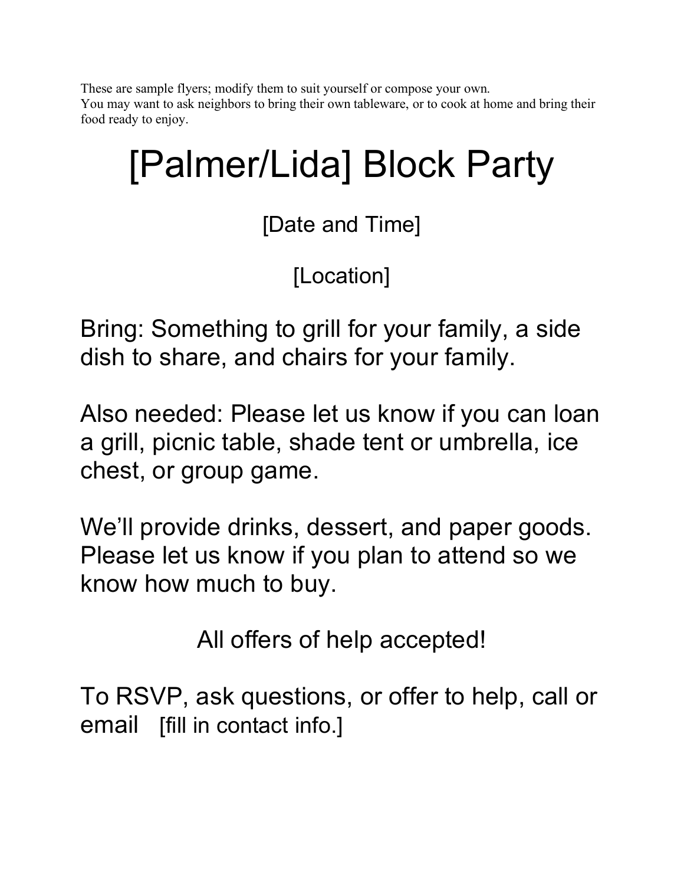These are sample flyers; modify them to suit yourself or compose your own.
You may want to ask neighbors to bring their own tableware, or to cook at home and bring their food ready to enjoy.

# [Palmer/Lida] Block Party

[Date and Time]

[Location]

Bring: Something to grill for your family, a side dish to share, and chairs for your family.

Also needed: Please let us know if you can loan a grill, picnic table, shade tent or umbrella, ice chest, or group game.

We'll provide drinks, dessert, and paper goods. Please let us know if you plan to attend so we know how much to buy.

All offers of help accepted!

To RSVP, ask questions, or offer to help, call or email [fill in contact info.]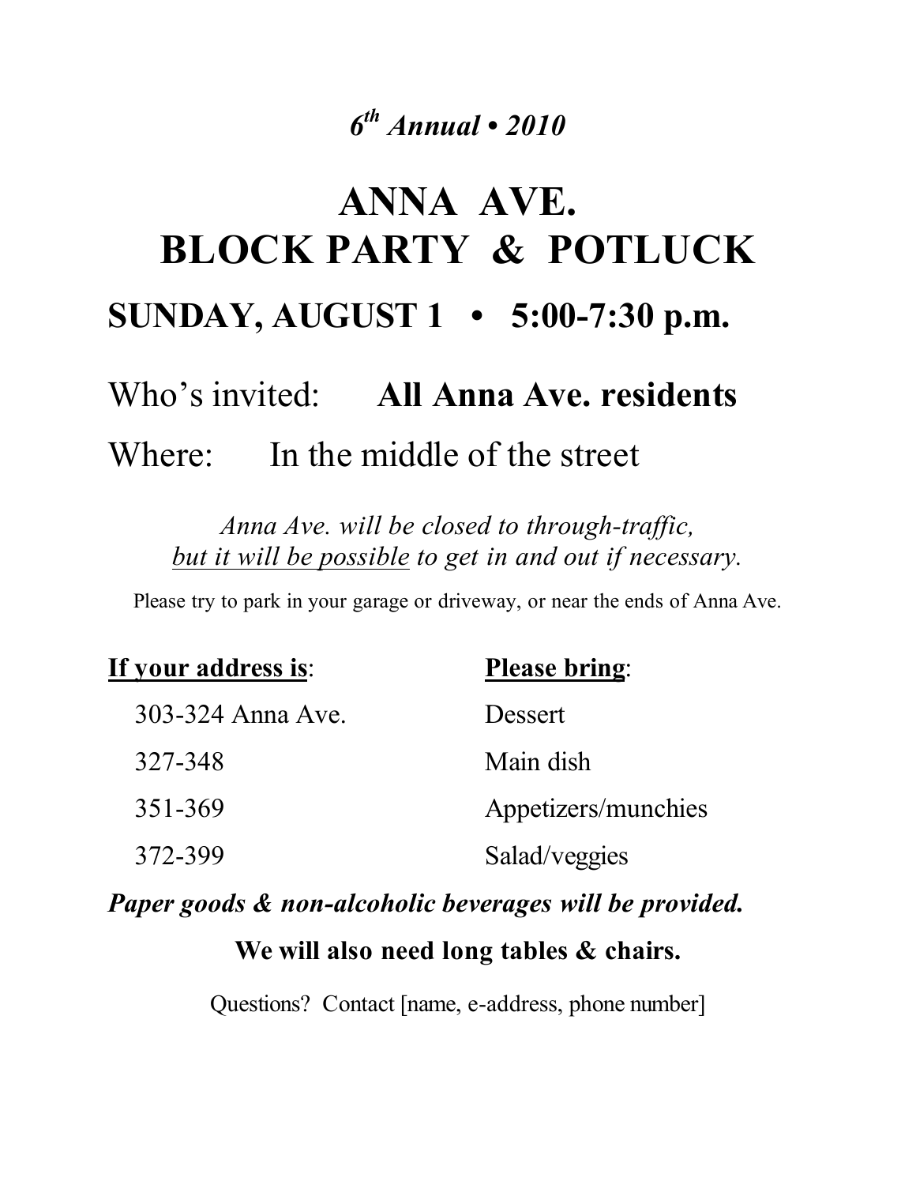*6th Annual • 2010*

# ANNA AVE.
# BLOCK PARTY & POTLUCK

## SUNDAY, AUGUST 1 • 5:00-7:30 p.m.

Who's invited: **All Anna Ave. residents**

Where: In the middle of the street

*Anna Ave. will be closed to through-traffic, but it will be possible to get in and out if necessary.*

Please try to park in your garage or driveway, or near the ends of Anna Ave.

| **If your address is**: | **Please bring**: |
|---|---|
| 303-324 Anna Ave. | Dessert |
| 327-348 | Main dish |
| 351-369 | Appetizers/munchies |
| 372-399 | Salad/veggies |

***Paper goods & non-alcoholic beverages will be provided.***

**We will also need long tables & chairs.**

Questions? Contact [name, e-address, phone number]